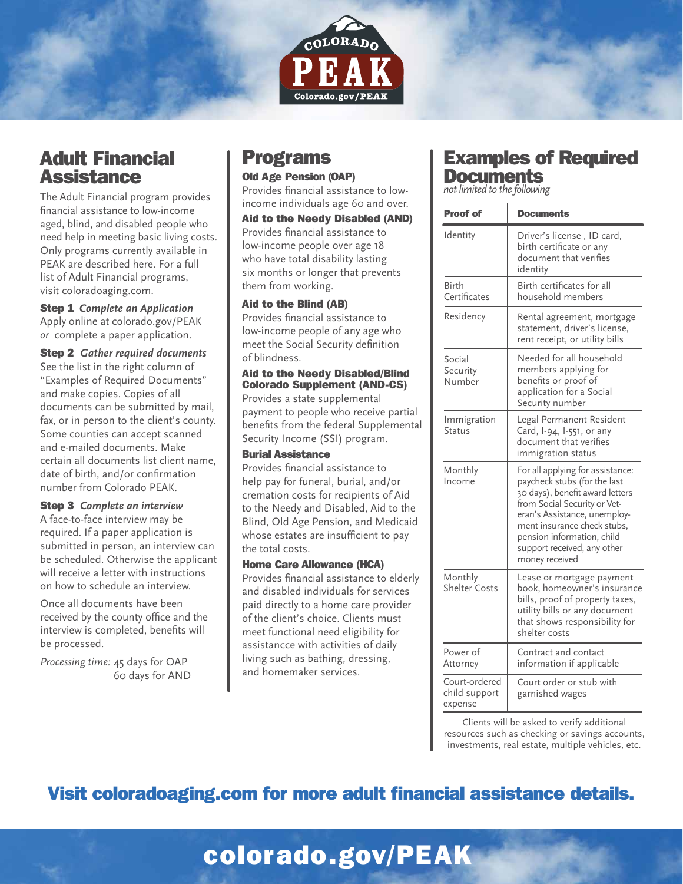# COLORADO PEAK

Colorado.gov/PEAK

## Adult Financial Assistance

The Adult Financial program provides financial assistance to low-income aged, blind, and disabled people who need help in meeting basic living costs. Only programs currently available in PEAK are described here. For a full list of Adult Financial programs, visit coloradoaging.com.

**Step 1** *Complete an Application*
Apply online at colorado.gov/PEAK *or* complete a paper application.

**Step 2** *Gather required documents*
See the list in the right column of "Examples of Required Documents" and make copies. Copies of all documents can be submitted by mail, fax, or in person to the client's county. Some counties can accept scanned and e-mailed documents. Make certain all documents list client name, date of birth, and/or confirmation number from Colorado PEAK.

**Step 3** *Complete an interview*
A face-to-face interview may be required. If a paper application is submitted in person, an interview can be scheduled. Otherwise the applicant will receive a letter with instructions on how to schedule an interview.

Once all documents have been received by the county office and the interview is completed, benefits will be processed.

*Processing time:* 45 days for OAP
60 days for AND

## Programs

**Old Age Pension (OAP)**
Provides financial assistance to low-income individuals age 60 and over.

**Aid to the Needy Disabled (AND)**
Provides financial assistance to low-income people over age 18 who have total disability lasting six months or longer that prevents them from working.

**Aid to the Blind (AB)**
Provides financial assistance to low-income people of any age who meet the Social Security definition of blindness.

**Aid to the Needy Disabled/Blind Colorado Supplement (AND-CS)**
Provides a state supplemental payment to people who receive partial benefits from the federal Supplemental Security Income (SSI) program.

**Burial Assistance**
Provides financial assistance to help pay for funeral, burial, and/or cremation costs for recipients of Aid to the Needy and Disabled, Aid to the Blind, Old Age Pension, and Medicaid whose estates are insufficient to pay the total costs.

**Home Care Allowance (HCA)**
Provides financial assistance to elderly and disabled individuals for services paid directly to a home care provider of the client's choice. Clients must meet functional need eligibility for assistancce with activities of daily living such as bathing, dressing, and homemaker services.

## Examples of Required Documents

*not limited to the following*

| Proof of | Documents |
|---|---|
| Identity | Driver's license , ID card, birth certificate or any document that verifies identity |
| Birth Certificates | Birth certificates for all household members |
| Residency | Rental agreement, mortgage statement, driver's license, rent receipt, or utility bills |
| Social Security Number | Needed for all household members applying for benefits or proof of application for a Social Security number |
| Immigration Status | Legal Permanent Resident Card, I-94, I-551, or any document that verifies immigration status |
| Monthly Income | For all applying for assistance: paycheck stubs (for the last 30 days), benefit award letters from Social Security or Veteran's Assistance, unemployment insurance check stubs, pension information, child support received, any other money received |
| Monthly Shelter Costs | Lease or mortgage payment book, homeowner's insurance bills, proof of property taxes, utility bills or any document that shows responsibility for shelter costs |
| Power of Attorney | Contract and contact information if applicable |
| Court-ordered child support expense | Court order or stub with garnished wages |

Clients will be asked to verify additional resources such as checking or savings accounts, investments, real estate, multiple vehicles, etc.

**Visit coloradoaging.com for more adult financial assistance details.**

**colorado.gov/PEAK**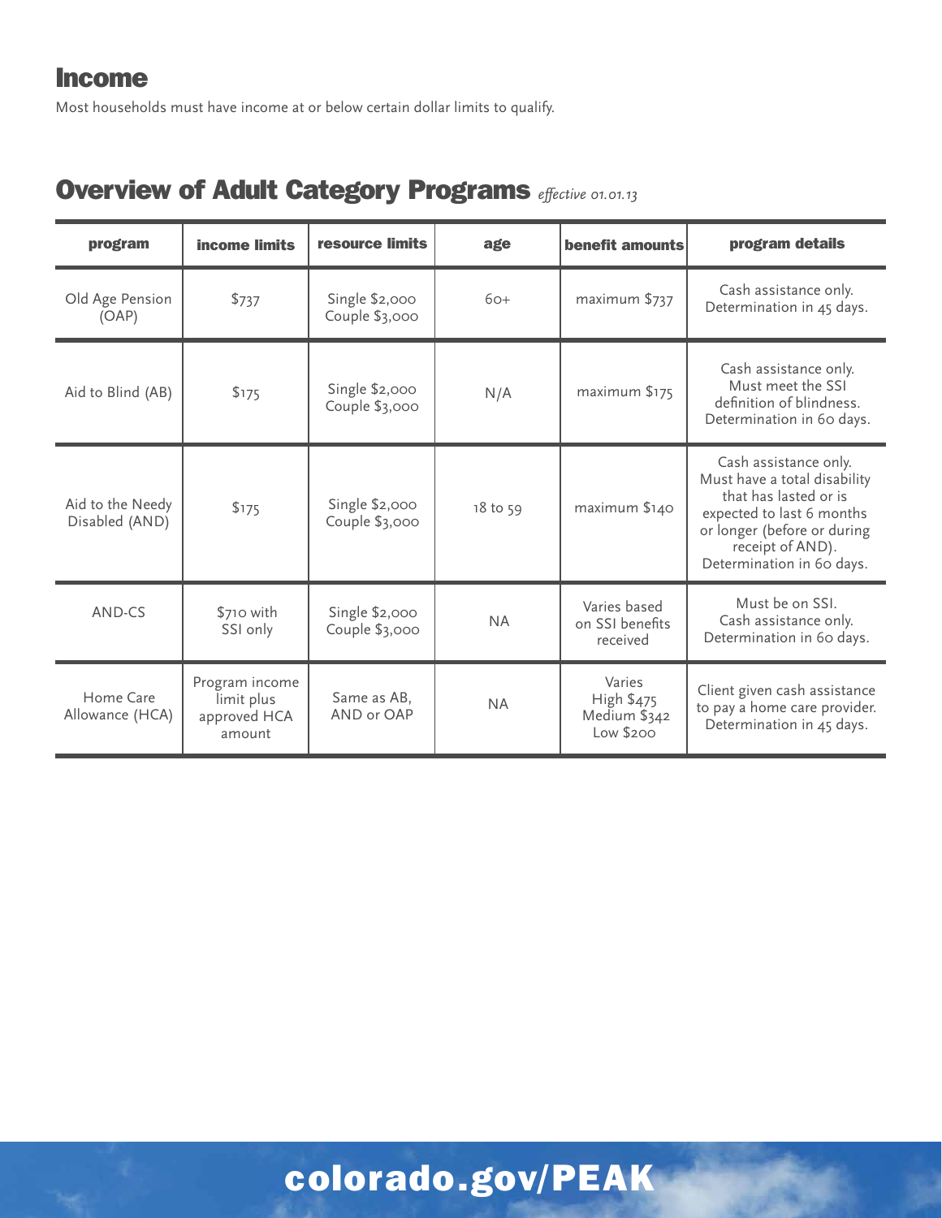## Income

Most households must have income at or below certain dollar limits to qualify.

## Overview of Adult Category Programs *effective 01.01.13*

| program | income limits | resource limits | age | benefit amounts | program details |
|---|---|---|---|---|---|
| Old Age Pension (OAP) | $737 | Single $2,000<br>Couple $3,000 | 60+ | maximum $737 | Cash assistance only. Determination in 45 days. |
| Aid to Blind (AB) | $175 | Single $2,000<br>Couple $3,000 | N/A | maximum $175 | Cash assistance only. Must meet the SSI definition of blindness. Determination in 60 days. |
| Aid to the Needy Disabled (AND) | $175 | Single $2,000<br>Couple $3,000 | 18 to 59 | maximum $140 | Cash assistance only. Must have a total disability that has lasted or is expected to last 6 months or longer (before or during receipt of AND). Determination in 60 days. |
| AND-CS | $710 with SSI only | Single $2,000<br>Couple $3,000 | NA | Varies based on SSI benefits received | Must be on SSI. Cash assistance only. Determination in 60 days. |
| Home Care Allowance (HCA) | Program income limit plus approved HCA amount | Same as AB, AND or OAP | NA | Varies<br>High $475<br>Medium $342<br>Low $200 | Client given cash assistance to pay a home care provider. Determination in 45 days. |

**colorado.gov/PEAK**